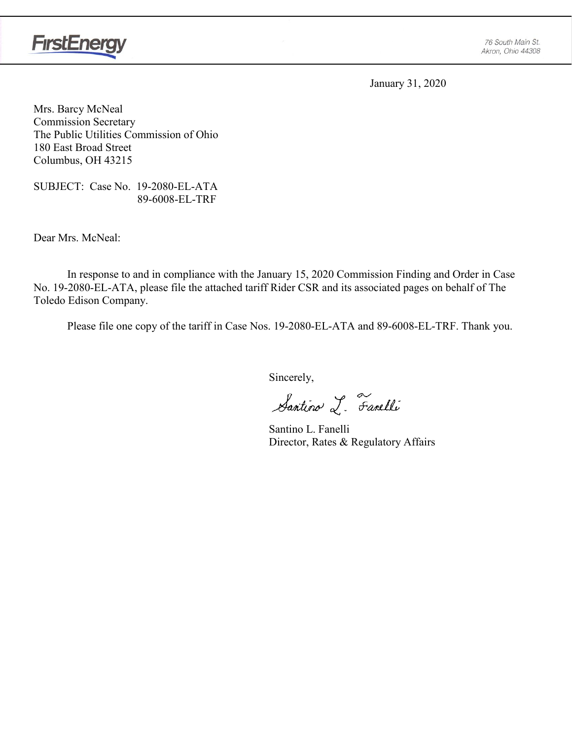**FirstEnergy**

76 South Main St.
Akron, Ohio 44308

January 31, 2020

Mrs. Barcy McNeal
Commission Secretary
The Public Utilities Commission of Ohio
180 East Broad Street
Columbus, OH 43215

SUBJECT: Case No. 19-2080-EL-ATA
89-6008-EL-TRF

Dear Mrs. McNeal:

In response to and in compliance with the January 15, 2020 Commission Finding and Order in Case No. 19-2080-EL-ATA, please file the attached tariff Rider CSR and its associated pages on behalf of The Toledo Edison Company.

Please file one copy of the tariff in Case Nos. 19-2080-EL-ATA and 89-6008-EL-TRF. Thank you.

Sincerely,

Santino L. Fanelli

Santino L. Fanelli
Director, Rates & Regulatory Affairs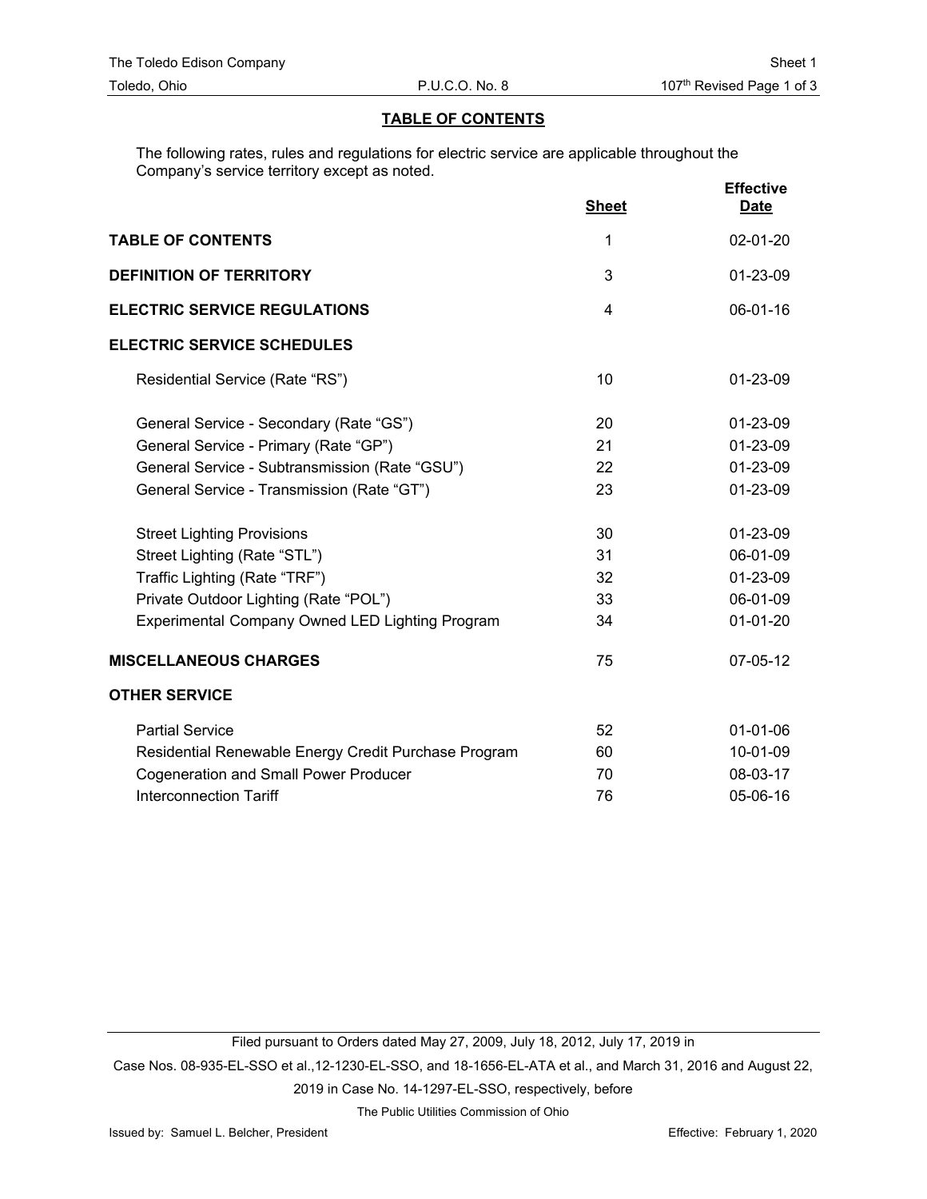## TABLE OF CONTENTS

The following rates, rules and regulations for electric service are applicable throughout the Company's service territory except as noted.

| | Sheet | Effective Date |
|---|---|---|
| **TABLE OF CONTENTS** | 1 | 02-01-20 |
| **DEFINITION OF TERRITORY** | 3 | 01-23-09 |
| **ELECTRIC SERVICE REGULATIONS** | 4 | 06-01-16 |
| **ELECTRIC SERVICE SCHEDULES** | | |
| Residential Service (Rate "RS") | 10 | 01-23-09 |
| General Service - Secondary (Rate "GS") | 20 | 01-23-09 |
| General Service - Primary (Rate "GP") | 21 | 01-23-09 |
| General Service - Subtransmission (Rate "GSU") | 22 | 01-23-09 |
| General Service - Transmission (Rate "GT") | 23 | 01-23-09 |
| Street Lighting Provisions | 30 | 01-23-09 |
| Street Lighting (Rate "STL") | 31 | 06-01-09 |
| Traffic Lighting (Rate "TRF") | 32 | 01-23-09 |
| Private Outdoor Lighting (Rate "POL") | 33 | 06-01-09 |
| Experimental Company Owned LED Lighting Program | 34 | 01-01-20 |
| **MISCELLANEOUS CHARGES** | 75 | 07-05-12 |
| **OTHER SERVICE** | | |
| Partial Service | 52 | 01-01-06 |
| Residential Renewable Energy Credit Purchase Program | 60 | 10-01-09 |
| Cogeneration and Small Power Producer | 70 | 08-03-17 |
| Interconnection Tariff | 76 | 05-06-16 |

Filed pursuant to Orders dated May 27, 2009, July 18, 2012, July 17, 2019 in Case Nos. 08-935-EL-SSO et al.,12-1230-EL-SSO, and 18-1656-EL-ATA et al., and March 31, 2016 and August 22, 2019 in Case No. 14-1297-EL-SSO, respectively, before The Public Utilities Commission of Ohio

Issued by: Samuel L. Belcher, President

Effective: February 1, 2020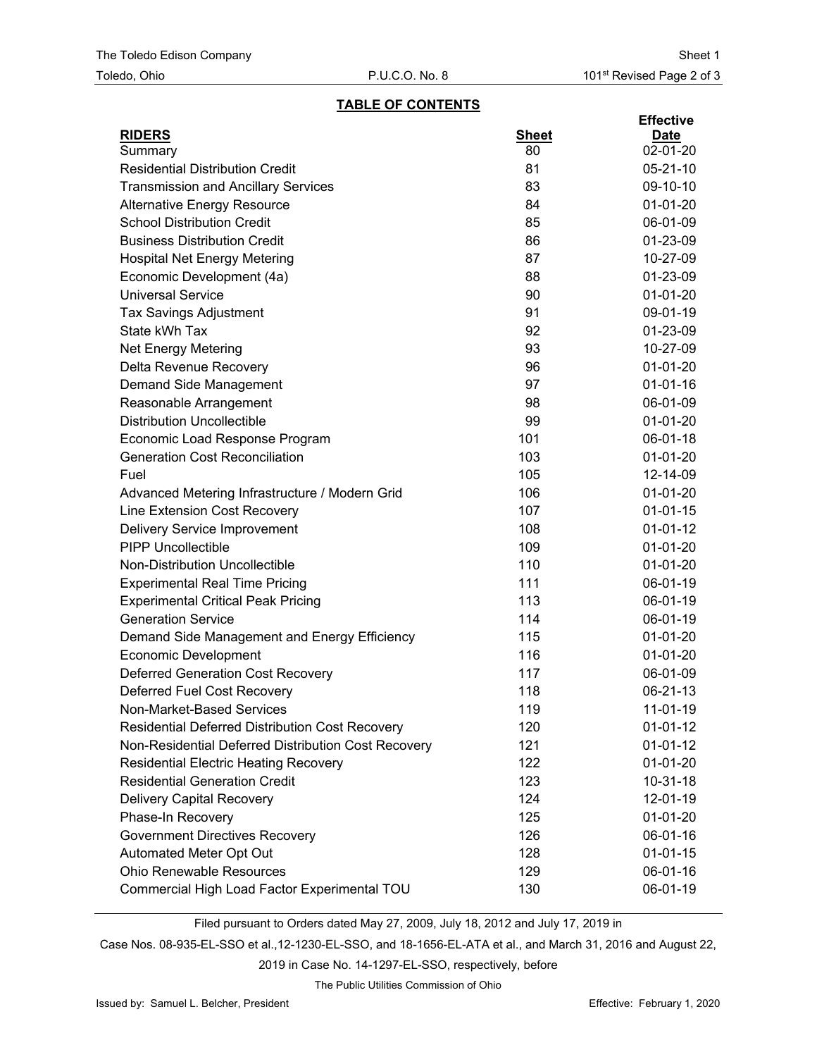## TABLE OF CONTENTS

| RIDERS | Sheet | Effective Date |
|---|---|---|
| Summary | 80 | 02-01-20 |
| Residential Distribution Credit | 81 | 05-21-10 |
| Transmission and Ancillary Services | 83 | 09-10-10 |
| Alternative Energy Resource | 84 | 01-01-20 |
| School Distribution Credit | 85 | 06-01-09 |
| Business Distribution Credit | 86 | 01-23-09 |
| Hospital Net Energy Metering | 87 | 10-27-09 |
| Economic Development (4a) | 88 | 01-23-09 |
| Universal Service | 90 | 01-01-20 |
| Tax Savings Adjustment | 91 | 09-01-19 |
| State kWh Tax | 92 | 01-23-09 |
| Net Energy Metering | 93 | 10-27-09 |
| Delta Revenue Recovery | 96 | 01-01-20 |
| Demand Side Management | 97 | 01-01-16 |
| Reasonable Arrangement | 98 | 06-01-09 |
| Distribution Uncollectible | 99 | 01-01-20 |
| Economic Load Response Program | 101 | 06-01-18 |
| Generation Cost Reconciliation | 103 | 01-01-20 |
| Fuel | 105 | 12-14-09 |
| Advanced Metering Infrastructure / Modern Grid | 106 | 01-01-20 |
| Line Extension Cost Recovery | 107 | 01-01-15 |
| Delivery Service Improvement | 108 | 01-01-12 |
| PIPP Uncollectible | 109 | 01-01-20 |
| Non-Distribution Uncollectible | 110 | 01-01-20 |
| Experimental Real Time Pricing | 111 | 06-01-19 |
| Experimental Critical Peak Pricing | 113 | 06-01-19 |
| Generation Service | 114 | 06-01-19 |
| Demand Side Management and Energy Efficiency | 115 | 01-01-20 |
| Economic Development | 116 | 01-01-20 |
| Deferred Generation Cost Recovery | 117 | 06-01-09 |
| Deferred Fuel Cost Recovery | 118 | 06-21-13 |
| Non-Market-Based Services | 119 | 11-01-19 |
| Residential Deferred Distribution Cost Recovery | 120 | 01-01-12 |
| Non-Residential Deferred Distribution Cost Recovery | 121 | 01-01-12 |
| Residential Electric Heating Recovery | 122 | 01-01-20 |
| Residential Generation Credit | 123 | 10-31-18 |
| Delivery Capital Recovery | 124 | 12-01-19 |
| Phase-In Recovery | 125 | 01-01-20 |
| Government Directives Recovery | 126 | 06-01-16 |
| Automated Meter Opt Out | 128 | 01-01-15 |
| Ohio Renewable Resources | 129 | 06-01-16 |
| Commercial High Load Factor Experimental TOU | 130 | 06-01-19 |

Filed pursuant to Orders dated May 27, 2009, July 18, 2012 and July 17, 2019 in Case Nos. 08-935-EL-SSO et al.,12-1230-EL-SSO, and 18-1656-EL-ATA et al., and March 31, 2016 and August 22, 2019 in Case No. 14-1297-EL-SSO, respectively, before The Public Utilities Commission of Ohio

Issued by: Samuel L. Belcher, President

Effective: February 1, 2020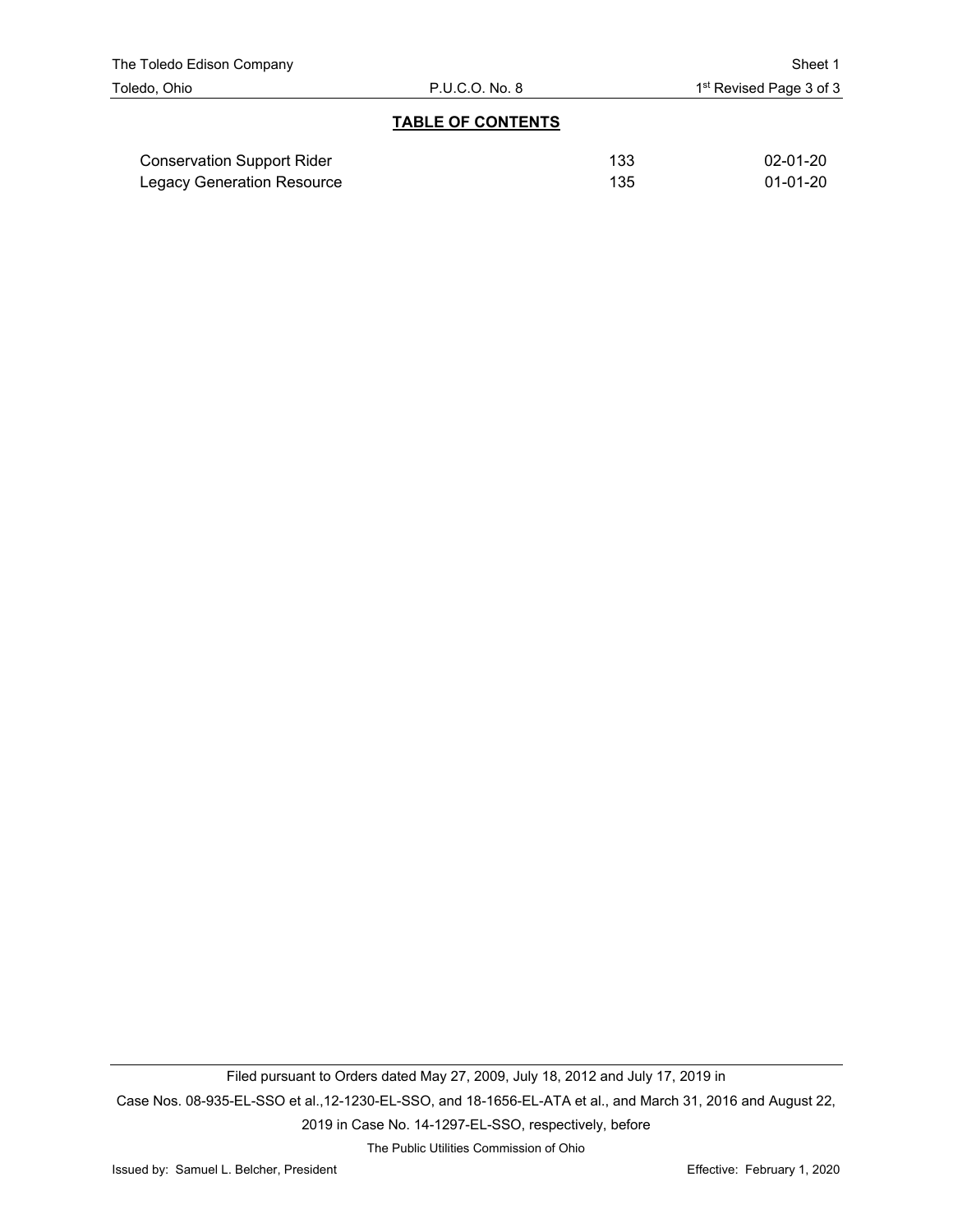## TABLE OF CONTENTS

| | | |
|---|---|---|
| Conservation Support Rider | 133 | 02-01-20 |
| Legacy Generation Resource | 135 | 01-01-20 |

Filed pursuant to Orders dated May 27, 2009, July 18, 2012 and July 17, 2019 in Case Nos. 08-935-EL-SSO et al.,12-1230-EL-SSO, and 18-1656-EL-ATA et al., and March 31, 2016 and August 22, 2019 in Case No. 14-1297-EL-SSO, respectively, before

The Public Utilities Commission of Ohio

Issued by: Samuel L. Belcher, President

Effective: February 1, 2020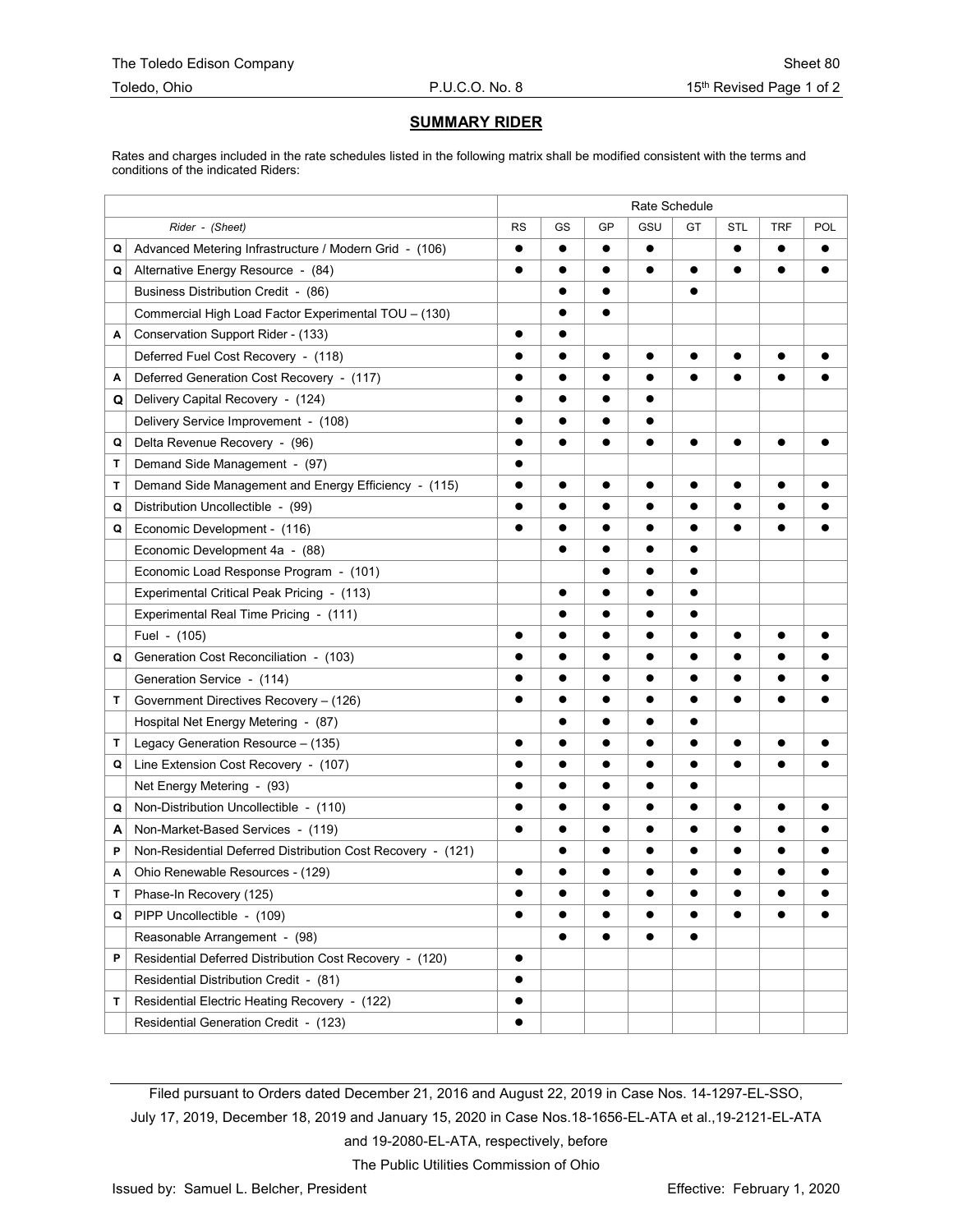The Toledo Edison Company
Toledo, Ohio
P.U.C.O. No. 8
Sheet 80
15th Revised Page 1 of 2

## SUMMARY RIDER

Rates and charges included in the rate schedules listed in the following matrix shall be modified consistent with the terms and conditions of the indicated Riders:

| | Rider - (Sheet) | Rate Schedule | | | | | | | |
|---|---|---|---|---|---|---|---|---|---|
| | | RS | GS | GP | GSU | GT | STL | TRF | POL |
| Q | Advanced Metering Infrastructure / Modern Grid - (106) | ● | ● | ● | ● | | ● | ● | ● |
| Q | Alternative Energy Resource - (84) | ● | ● | ● | ● | ● | ● | ● | ● |
| | Business Distribution Credit - (86) | | ● | ● | | ● | | | |
| | Commercial High Load Factor Experimental TOU – (130) | | ● | ● | | | | | |
| A | Conservation Support Rider - (133) | ● | ● | | | | | | |
| | Deferred Fuel Cost Recovery - (118) | ● | ● | ● | ● | ● | ● | ● | ● |
| A | Deferred Generation Cost Recovery - (117) | ● | ● | ● | ● | ● | ● | ● | ● |
| Q | Delivery Capital Recovery - (124) | ● | ● | ● | ● | | | | |
| | Delivery Service Improvement - (108) | ● | ● | ● | ● | | | | |
| Q | Delta Revenue Recovery - (96) | ● | ● | ● | ● | ● | ● | ● | ● |
| T | Demand Side Management - (97) | ● | | | | | | | |
| T | Demand Side Management and Energy Efficiency - (115) | ● | ● | ● | ● | ● | ● | ● | ● |
| Q | Distribution Uncollectible - (99) | ● | ● | ● | ● | ● | ● | ● | ● |
| Q | Economic Development - (116) | ● | ● | ● | ● | ● | ● | ● | ● |
| | Economic Development 4a - (88) | | ● | ● | ● | ● | | | |
| | Economic Load Response Program - (101) | | | ● | ● | ● | | | |
| | Experimental Critical Peak Pricing - (113) | | ● | ● | ● | ● | | | |
| | Experimental Real Time Pricing - (111) | | ● | ● | ● | ● | | | |
| | Fuel - (105) | ● | ● | ● | ● | ● | ● | ● | ● |
| Q | Generation Cost Reconciliation - (103) | ● | ● | ● | ● | ● | ● | ● | ● |
| | Generation Service - (114) | ● | ● | ● | ● | ● | ● | ● | ● |
| T | Government Directives Recovery – (126) | ● | ● | ● | ● | ● | ● | ● | ● |
| | Hospital Net Energy Metering - (87) | | ● | ● | ● | ● | | | |
| T | Legacy Generation Resource – (135) | ● | ● | ● | ● | ● | ● | ● | ● |
| Q | Line Extension Cost Recovery - (107) | ● | ● | ● | ● | ● | ● | ● | ● |
| | Net Energy Metering - (93) | ● | ● | ● | ● | ● | | | |
| Q | Non-Distribution Uncollectible - (110) | ● | ● | ● | ● | ● | ● | ● | ● |
| A | Non-Market-Based Services - (119) | ● | ● | ● | ● | ● | ● | ● | ● |
| P | Non-Residential Deferred Distribution Cost Recovery - (121) | | ● | ● | ● | ● | ● | ● | ● |
| A | Ohio Renewable Resources - (129) | ● | ● | ● | ● | ● | ● | ● | ● |
| T | Phase-In Recovery (125) | ● | ● | ● | ● | ● | ● | ● | ● |
| Q | PIPP Uncollectible - (109) | ● | ● | ● | ● | ● | ● | ● | ● |
| | Reasonable Arrangement - (98) | | ● | ● | ● | ● | | | |
| P | Residential Deferred Distribution Cost Recovery - (120) | ● | | | | | | | |
| | Residential Distribution Credit - (81) | ● | | | | | | | |
| T | Residential Electric Heating Recovery - (122) | ● | | | | | | | |
| | Residential Generation Credit - (123) | ● | | | | | | | |

Filed pursuant to Orders dated December 21, 2016 and August 22, 2019 in Case Nos. 14-1297-EL-SSO, July 17, 2019, December 18, 2019 and January 15, 2020 in Case Nos.18-1656-EL-ATA et al.,19-2121-EL-ATA and 19-2080-EL-ATA, respectively, before The Public Utilities Commission of Ohio

Issued by: Samuel L. Belcher, President

Effective: February 1, 2020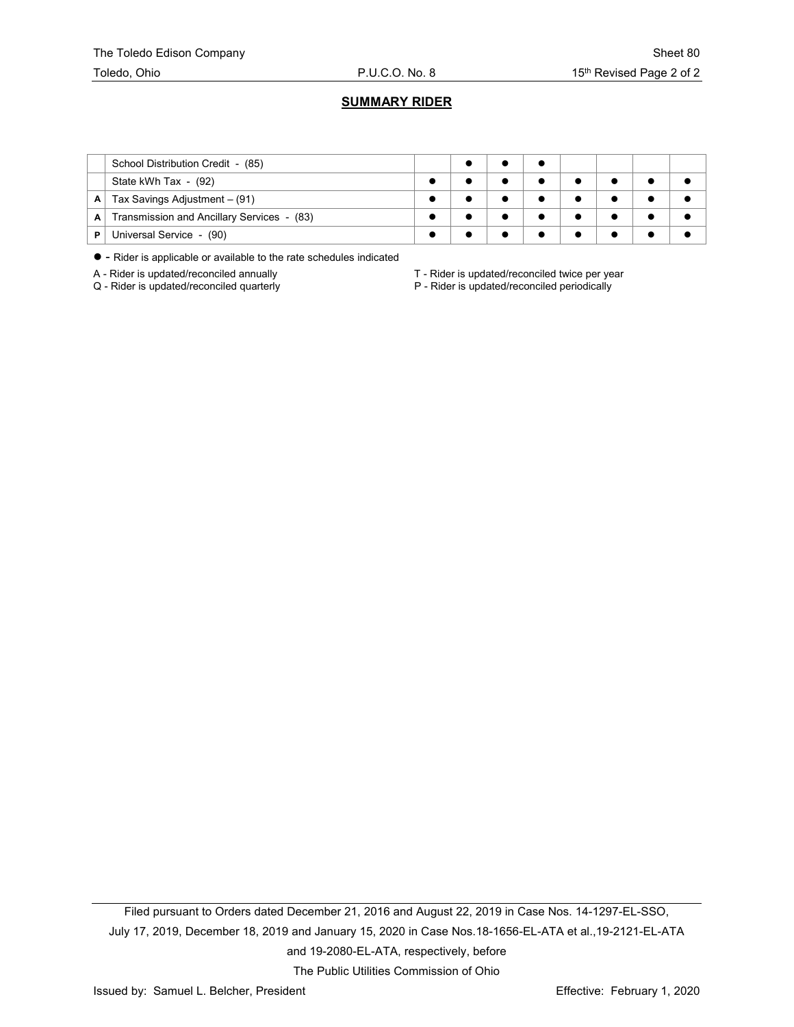## SUMMARY RIDER

| | | | | | | | | | |
|---|---|---|---|---|---|---|---|---|---|
| | School Distribution Credit - (85) | | ● | ● | ● | | | | |
| | State kWh Tax - (92) | ● | ● | ● | ● | ● | ● | ● | ● |
| A | Tax Savings Adjustment – (91) | ● | ● | ● | ● | ● | ● | ● | ● |
| A | Transmission and Ancillary Services - (83) | ● | ● | ● | ● | ● | ● | ● | ● |
| P | Universal Service - (90) | ● | ● | ● | ● | ● | ● | ● | ● |

● - Rider is applicable or available to the rate schedules indicated

A - Rider is updated/reconciled annually
Q - Rider is updated/reconciled quarterly
T - Rider is updated/reconciled twice per year
P - Rider is updated/reconciled periodically

Filed pursuant to Orders dated December 21, 2016 and August 22, 2019 in Case Nos. 14-1297-EL-SSO, July 17, 2019, December 18, 2019 and January 15, 2020 in Case Nos.18-1656-EL-ATA et al.,19-2121-EL-ATA and 19-2080-EL-ATA, respectively, before The Public Utilities Commission of Ohio

Issued by: Samuel L. Belcher, President

Effective: February 1, 2020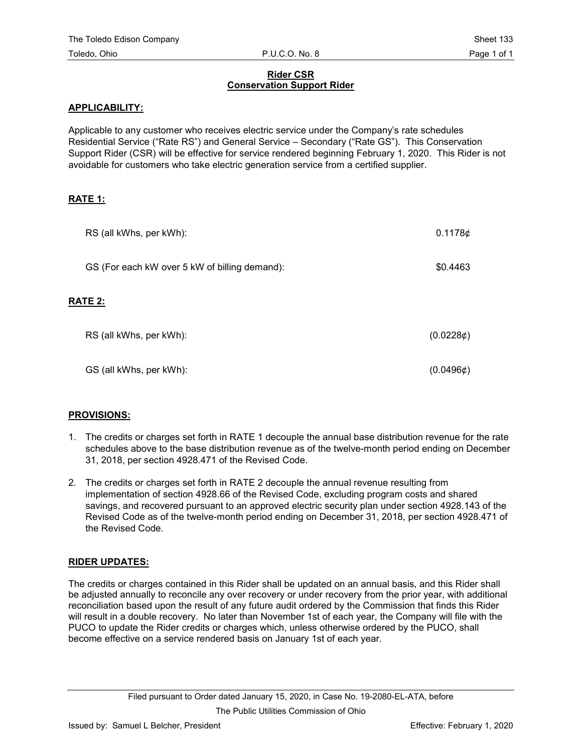## Rider CSR
## Conservation Support Rider

**APPLICABILITY:**

Applicable to any customer who receives electric service under the Company's rate schedules Residential Service ("Rate RS") and General Service – Secondary ("Rate GS"). This Conservation Support Rider (CSR) will be effective for service rendered beginning February 1, 2020. This Rider is not avoidable for customers who take electric generation service from a certified supplier.

**RATE 1:**

| | |
|---|---|
| RS (all kWhs, per kWh): | 0.1178¢ |
| GS (For each kW over 5 kW of billing demand): | $0.4463 |

**RATE 2:**

| | |
|---|---|
| RS (all kWhs, per kWh): | (0.0228¢) |
| GS (all kWhs, per kWh): | (0.0496¢) |

**PROVISIONS:**

1. The credits or charges set forth in RATE 1 decouple the annual base distribution revenue for the rate schedules above to the base distribution revenue as of the twelve-month period ending on December 31, 2018, per section 4928.471 of the Revised Code.
2. The credits or charges set forth in RATE 2 decouple the annual revenue resulting from implementation of section 4928.66 of the Revised Code, excluding program costs and shared savings, and recovered pursuant to an approved electric security plan under section 4928.143 of the Revised Code as of the twelve-month period ending on December 31, 2018, per section 4928.471 of the Revised Code.

**RIDER UPDATES:**

The credits or charges contained in this Rider shall be updated on an annual basis, and this Rider shall be adjusted annually to reconcile any over recovery or under recovery from the prior year, with additional reconciliation based upon the result of any future audit ordered by the Commission that finds this Rider will result in a double recovery. No later than November 1st of each year, the Company will file with the PUCO to update the Rider credits or charges which, unless otherwise ordered by the PUCO, shall become effective on a service rendered basis on January 1st of each year.

Filed pursuant to Order dated January 15, 2020, in Case No. 19-2080-EL-ATA, before The Public Utilities Commission of Ohio

Issued by: Samuel L Belcher, President

Effective: February 1, 2020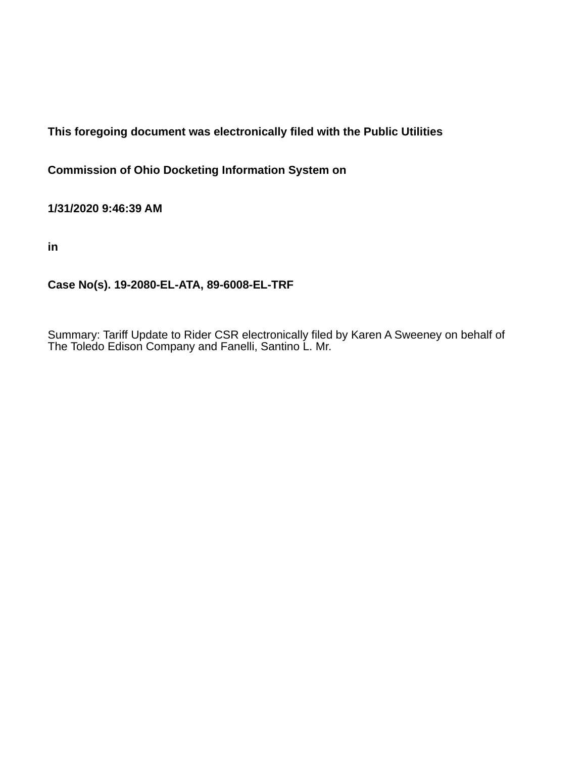**This foregoing document was electronically filed with the Public Utilities**

**Commission of Ohio Docketing Information System on**

**1/31/2020 9:46:39 AM**

**in**

**Case No(s). 19-2080-EL-ATA, 89-6008-EL-TRF**

Summary: Tariff Update to Rider CSR electronically filed by Karen A Sweeney on behalf of The Toledo Edison Company and Fanelli, Santino L. Mr.